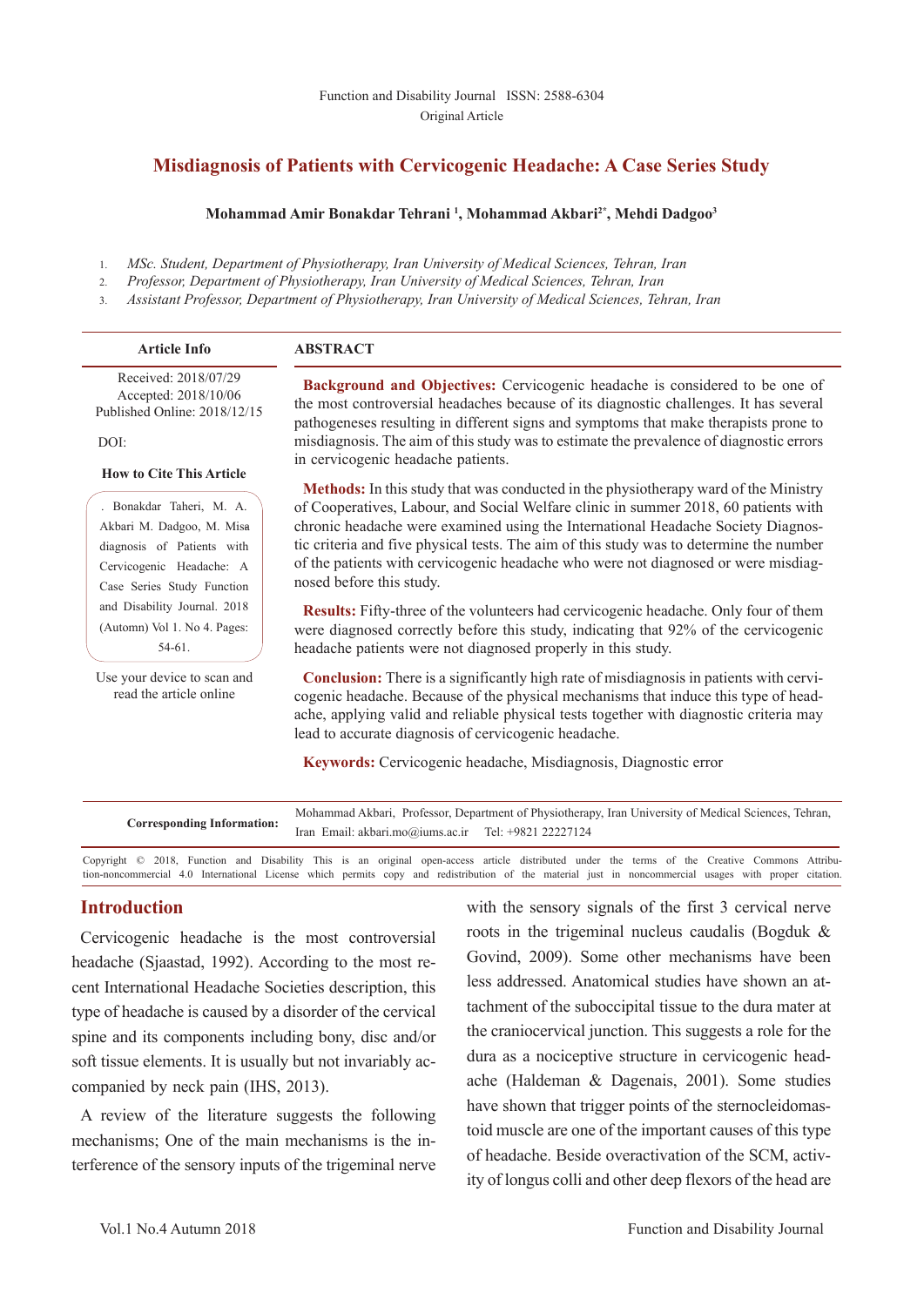Function and Disability Journal ISSN: 2588-6304

Original Article

# Misdiagnosis of Patients with Cervicogenic Headache: A Case Series Study

**Mohammad Amir Bonakdar Tehrani [1], Mohammad Akbari[2*], Mehdi Dadgoo[3]**

1. *MSc. Student, Department of Physiotherapy, Iran University of Medical Sciences, Tehran, Iran*
2. *Professor, Department of Physiotherapy, Iran University of Medical Sciences, Tehran, Iran*
3. *Assistant Professor, Department of Physiotherapy, Iran University of Medical Sciences, Tehran, Iran*

**Article Info**

Received: 2018/07/29
Accepted: 2018/10/06
Published Online: 2018/12/15

DOI:

**How to Cite This Article**

. Bonakdar Taheri, M. A. Akbari M. Dadgoo, M. Misa diagnosis of Patients with Cervicogenic Headache: A Case Series Study Function and Disability Journal. 2018 (Automn) Vol 1. No 4. Pages: 54-61.

Use your device to scan and read the article online

## ABSTRACT

**Background and Objectives:** Cervicogenic headache is considered to be one of the most controversial headaches because of its diagnostic challenges. It has several pathogeneses resulting in different signs and symptoms that make therapists prone to misdiagnosis. The aim of this study was to estimate the prevalence of diagnostic errors in cervicogenic headache patients.

**Methods:** In this study that was conducted in the physiotherapy ward of the Ministry of Cooperatives, Labour, and Social Welfare clinic in summer 2018, 60 patients with chronic headache were examined using the International Headache Society Diagnostic criteria and five physical tests. The aim of this study was to determine the number of the patients with cervicogenic headache who were not diagnosed or were misdiagnosed before this study.

**Results:** Fifty-three of the volunteers had cervicogenic headache. Only four of them were diagnosed correctly before this study, indicating that 92% of the cervicogenic headache patients were not diagnosed properly in this study.

**Conclusion:** There is a significantly high rate of misdiagnosis in patients with cervicogenic headache. Because of the physical mechanisms that induce this type of headache, applying valid and reliable physical tests together with diagnostic criteria may lead to accurate diagnosis of cervicogenic headache.

**Keywords:** Cervicogenic headache, Misdiagnosis, Diagnostic error

**Corresponding Information:** Mohammad Akbari, Professor, Department of Physiotherapy, Iran University of Medical Sciences, Tehran, Iran Email: akbari.mo@iums.ac.ir Tel: +9821 22227124

Copyright © 2018, Function and Disability This is an original open-access article distributed under the terms of the Creative Commons Attribution-noncommercial 4.0 International License which permits copy and redistribution of the material just in noncommercial usages with proper citation.

## Introduction

Cervicogenic headache is the most controversial headache (Sjaastad, 1992). According to the most recent International Headache Societies description, this type of headache is caused by a disorder of the cervical spine and its components including bony, disc and/or soft tissue elements. It is usually but not invariably accompanied by neck pain (IHS, 2013).

A review of the literature suggests the following mechanisms; One of the main mechanisms is the interference of the sensory inputs of the trigeminal nerve with the sensory signals of the first 3 cervical nerve roots in the trigeminal nucleus caudalis (Bogduk & Govind, 2009). Some other mechanisms have been less addressed. Anatomical studies have shown an attachment of the suboccipital tissue to the dura mater at the craniocervical junction. This suggests a role for the dura as a nociceptive structure in cervicogenic headache (Haldeman & Dagenais, 2001). Some studies have shown that trigger points of the sternocleidomastoid muscle are one of the important causes of this type of headache. Beside overactivation of the SCM, activity of longus colli and other deep flexors of the head are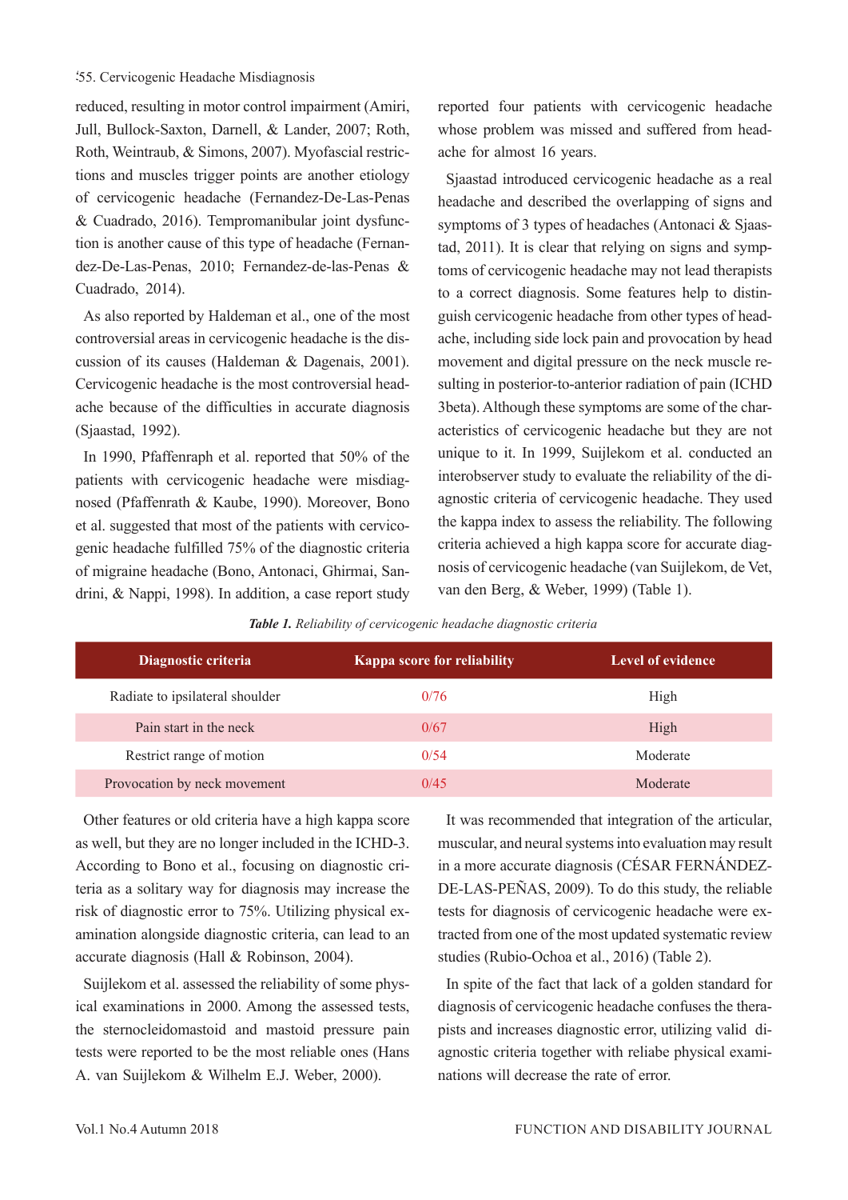reduced, resulting in motor control impairment (Amiri, Jull, Bullock-Saxton, Darnell, & Lander, 2007; Roth, Roth, Weintraub, & Simons, 2007). Myofascial restrictions and muscles trigger points are another etiology of cervicogenic headache (Fernandez-De-Las-Penas & Cuadrado, 2016). Tempromanibular joint dysfunction is another cause of this type of headache (Fernandez-De-Las-Penas, 2010; Fernandez-de-las-Penas & Cuadrado, 2014).

As also reported by Haldeman et al., one of the most controversial areas in cervicogenic headache is the discussion of its causes (Haldeman & Dagenais, 2001). Cervicogenic headache is the most controversial headache because of the difficulties in accurate diagnosis (Sjaastad, 1992).

In 1990, Pfaffenraph et al. reported that 50% of the patients with cervicogenic headache were misdiagnosed (Pfaffenrath & Kaube, 1990). Moreover, Bono et al. suggested that most of the patients with cervicogenic headache fulfilled 75% of the diagnostic criteria of migraine headache (Bono, Antonaci, Ghirmai, Sandrini, & Nappi, 1998). In addition, a case report study reported four patients with cervicogenic headache whose problem was missed and suffered from headache for almost 16 years.

Sjaastad introduced cervicogenic headache as a real headache and described the overlapping of signs and symptoms of 3 types of headaches (Antonaci & Sjaastad, 2011). It is clear that relying on signs and symptoms of cervicogenic headache may not lead therapists to a correct diagnosis. Some features help to distinguish cervicogenic headache from other types of headache, including side lock pain and provocation by head movement and digital pressure on the neck muscle resulting in posterior-to-anterior radiation of pain (ICHD 3beta). Although these symptoms are some of the characteristics of cervicogenic headache but they are not unique to it. In 1999, Suijlekom et al. conducted an interobserver study to evaluate the reliability of the diagnostic criteria of cervicogenic headache. They used the kappa index to assess the reliability. The following criteria achieved a high kappa score for accurate diagnosis of cervicogenic headache (van Suijlekom, de Vet, van den Berg, & Weber, 1999) (Table 1).

***Table 1.*** *Reliability of cervicogenic headache diagnostic criteria*

| Diagnostic criteria | Kappa score for reliability | Level of evidence |
|---|---|---|
| Radiate to ipsilateral shoulder | 0/76 | High |
| Pain start in the neck | 0/67 | High |
| Restrict range of motion | 0/54 | Moderate |
| Provocation by neck movement | 0/45 | Moderate |

Other features or old criteria have a high kappa score as well, but they are no longer included in the ICHD-3. According to Bono et al., focusing on diagnostic criteria as a solitary way for diagnosis may increase the risk of diagnostic error to 75%. Utilizing physical examination alongside diagnostic criteria, can lead to an accurate diagnosis (Hall & Robinson, 2004).

Suijlekom et al. assessed the reliability of some physical examinations in 2000. Among the assessed tests, the sternocleidomastoid and mastoid pressure pain tests were reported to be the most reliable ones (Hans A. van Suijlekom & Wilhelm E.J. Weber, 2000).

It was recommended that integration of the articular, muscular, and neural systems into evaluation may result in a more accurate diagnosis (CÉSAR FERNÁNDEZ-DE-LAS-PEÑAS, 2009). To do this study, the reliable tests for diagnosis of cervicogenic headache were extracted from one of the most updated systematic review studies (Rubio-Ochoa et al., 2016) (Table 2).

In spite of the fact that lack of a golden standard for diagnosis of cervicogenic headache confuses the therapists and increases diagnostic error, utilizing valid diagnostic criteria together with reliabe physical examinations will decrease the rate of error.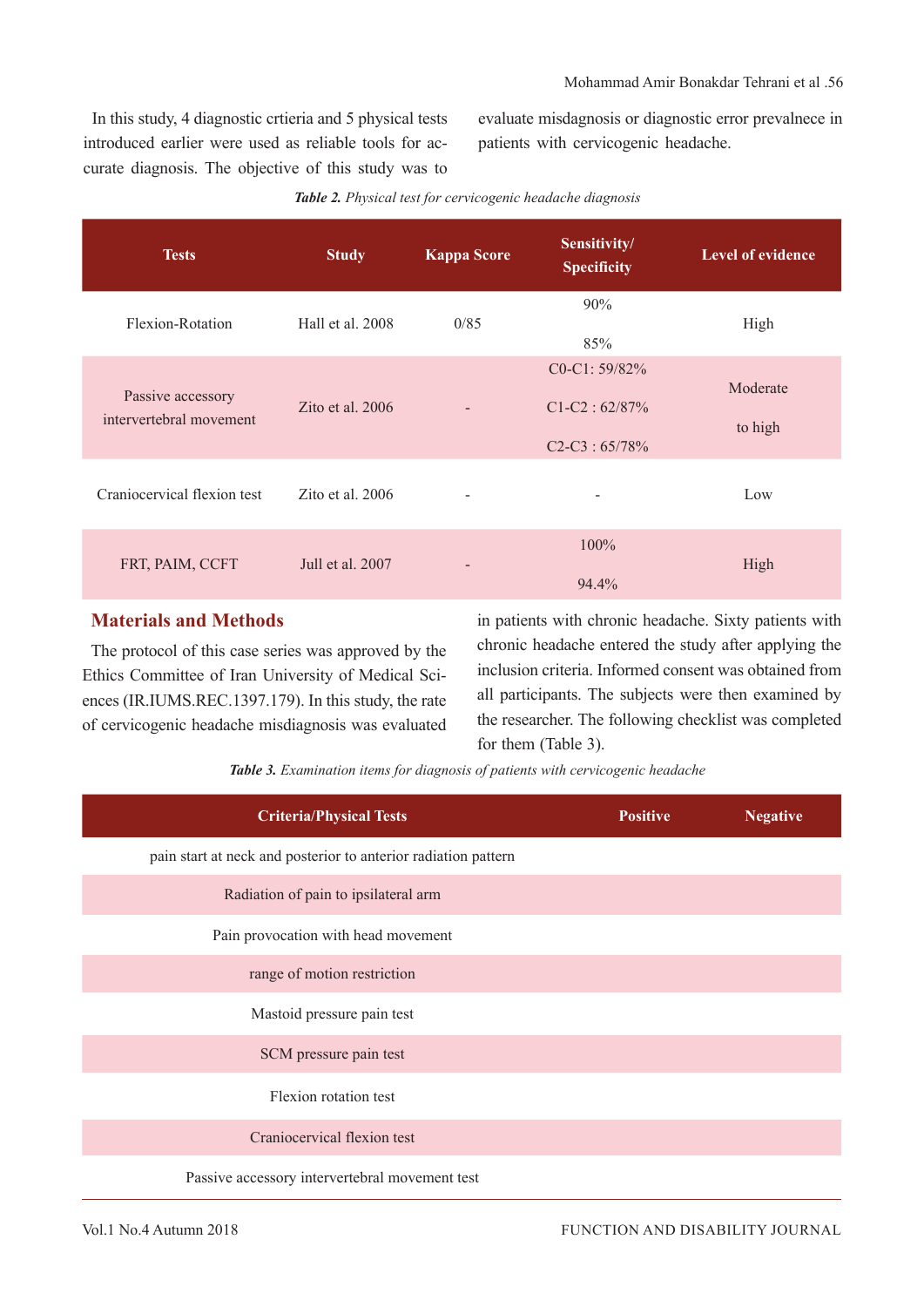In this study, 4 diagnostic crtieria and 5 physical tests introduced earlier were used as reliable tools for accurate diagnosis. The objective of this study was to evaluate misdagnosis or diagnostic error prevalnece in patients with cervicogenic headache.

***Table 2.*** *Physical test for cervicogenic headache diagnosis*

| Tests | Study | Kappa Score | Sensitivity/ Specificity | Level of evidence |
|---|---|---|---|---|
| Flexion-Rotation | Hall et al. 2008 | 0/85 | 90% 85% | High |
| Passive accessory intervertebral movement | Zito et al. 2006 | - | C0-C1: 59/82% C1-C2 : 62/87% C2-C3 : 65/78% | Moderate to high |
| Craniocervical flexion test | Zito et al. 2006 | - | - | Low |
| FRT, PAIM, CCFT | Jull et al. 2007 | - | 100% 94.4% | High |

## Materials and Methods

The protocol of this case series was approved by the Ethics Committee of Iran University of Medical Sciences (IR.IUMS.REC.1397.179). In this study, the rate of cervicogenic headache misdiagnosis was evaluated in patients with chronic headache. Sixty patients with chronic headache entered the study after applying the inclusion criteria. Informed consent was obtained from all participants. The subjects were then examined by the researcher. The following checklist was completed for them (Table 3).

***Table 3.*** *Examination items for diagnosis of patients with cervicogenic headache*

| Criteria/Physical Tests | Positive | Negative |
|---|---|---|
| pain start at neck and posterior to anterior radiation pattern | | |
| Radiation of pain to ipsilateral arm | | |
| Pain provocation with head movement | | |
| range of motion restriction | | |
| Mastoid pressure pain test | | |
| SCM pressure pain test | | |
| Flexion rotation test | | |
| Craniocervical flexion test | | |
| Passive accessory intervertebral movement test | | |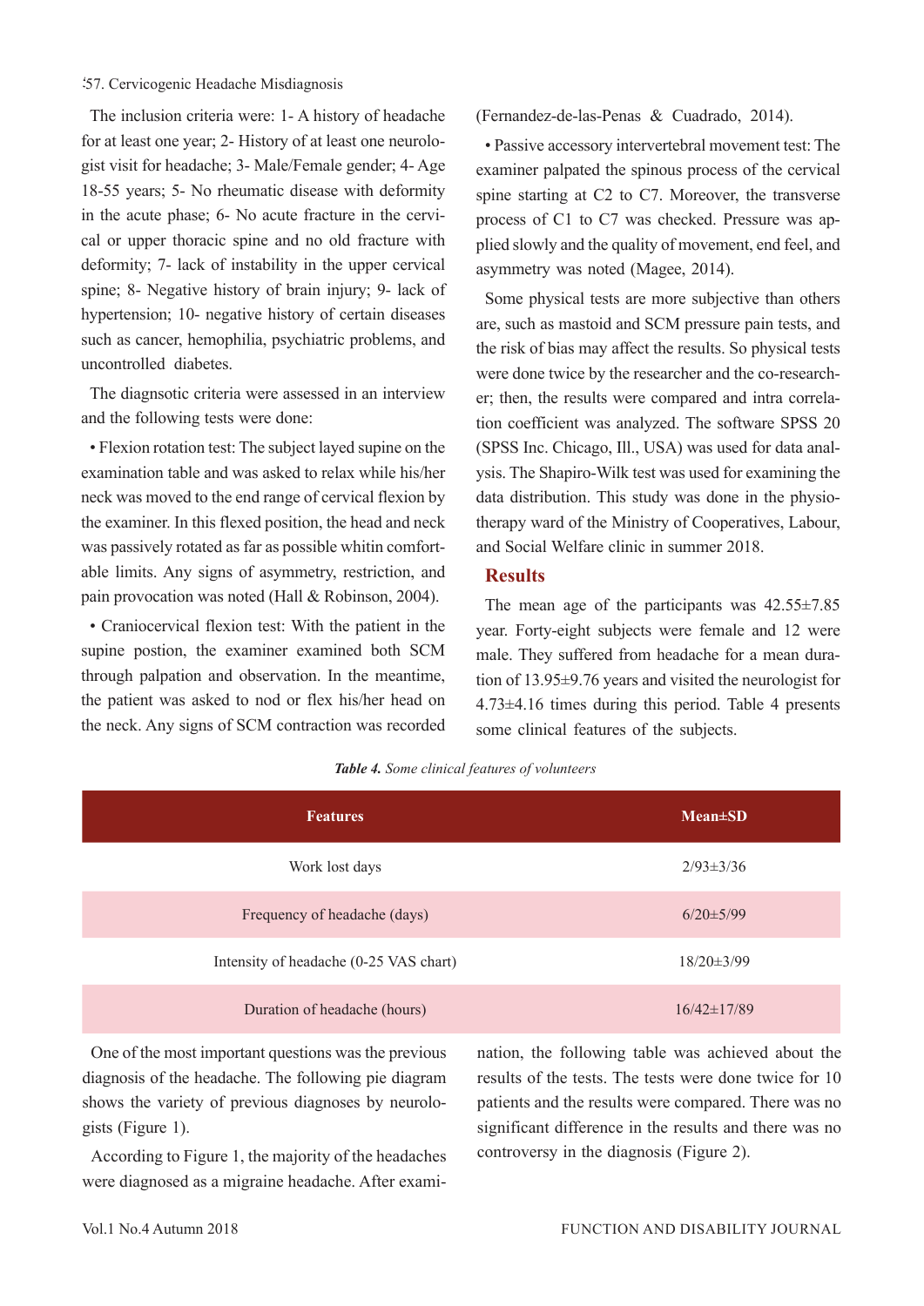The inclusion criteria were: 1- A history of headache for at least one year; 2- History of at least one neurologist visit for headache; 3- Male/Female gender; 4- Age 18-55 years; 5- No rheumatic disease with deformity in the acute phase; 6- No acute fracture in the cervical or upper thoracic spine and no old fracture with deformity; 7- lack of instability in the upper cervical spine; 8- Negative history of brain injury; 9- lack of hypertension; 10- negative history of certain diseases such as cancer, hemophilia, psychiatric problems, and uncontrolled diabetes.

The diagnsotic criteria were assessed in an interview and the following tests were done:

- Flexion rotation test: The subject layed supine on the examination table and was asked to relax while his/her neck was moved to the end range of cervical flexion by the examiner. In this flexed position, the head and neck was passively rotated as far as possible whitin comfortable limits. Any signs of asymmetry, restriction, and pain provocation was noted (Hall & Robinson, 2004).
- Craniocervical flexion test: With the patient in the supine postion, the examiner examined both SCM through palpation and observation. In the meantime, the patient was asked to nod or flex his/her head on the neck. Any signs of SCM contraction was recorded (Fernandez-de-las-Penas & Cuadrado, 2014).
- Passive accessory intervertebral movement test: The examiner palpated the spinous process of the cervical spine starting at C2 to C7. Moreover, the transverse process of C1 to C7 was checked. Pressure was applied slowly and the quality of movement, end feel, and asymmetry was noted (Magee, 2014).

Some physical tests are more subjective than others are, such as mastoid and SCM pressure pain tests, and the risk of bias may affect the results. So physical tests were done twice by the researcher and the co-researcher; then, the results were compared and intra correlation coefficient was analyzed. The software SPSS 20 (SPSS Inc. Chicago, Ill., USA) was used for data analysis. The Shapiro-Wilk test was used for examining the data distribution. This study was done in the physiotherapy ward of the Ministry of Cooperatives, Labour, and Social Welfare clinic in summer 2018.

## Results

The mean age of the participants was 42.55±7.85 year. Forty-eight subjects were female and 12 were male. They suffered from headache for a mean duration of 13.95±9.76 years and visited the neurologist for 4.73±4.16 times during this period. Table 4 presents some clinical features of the subjects.

***Table 4.*** *Some clinical features of volunteers*

| Features | Mean±SD |
|---|---|
| Work lost days | 2/93±3/36 |
| Frequency of headache (days) | 6/20±5/99 |
| Intensity of headache (0-25 VAS chart) | 18/20±3/99 |
| Duration of headache (hours) | 16/42±17/89 |

One of the most important questions was the previous diagnosis of the headache. The following pie diagram shows the variety of previous diagnoses by neurologists (Figure 1).

According to Figure 1, the majority of the headaches were diagnosed as a migraine headache. After examination, the following table was achieved about the results of the tests. The tests were done twice for 10 patients and the results were compared. There was no significant difference in the results and there was no controversy in the diagnosis (Figure 2).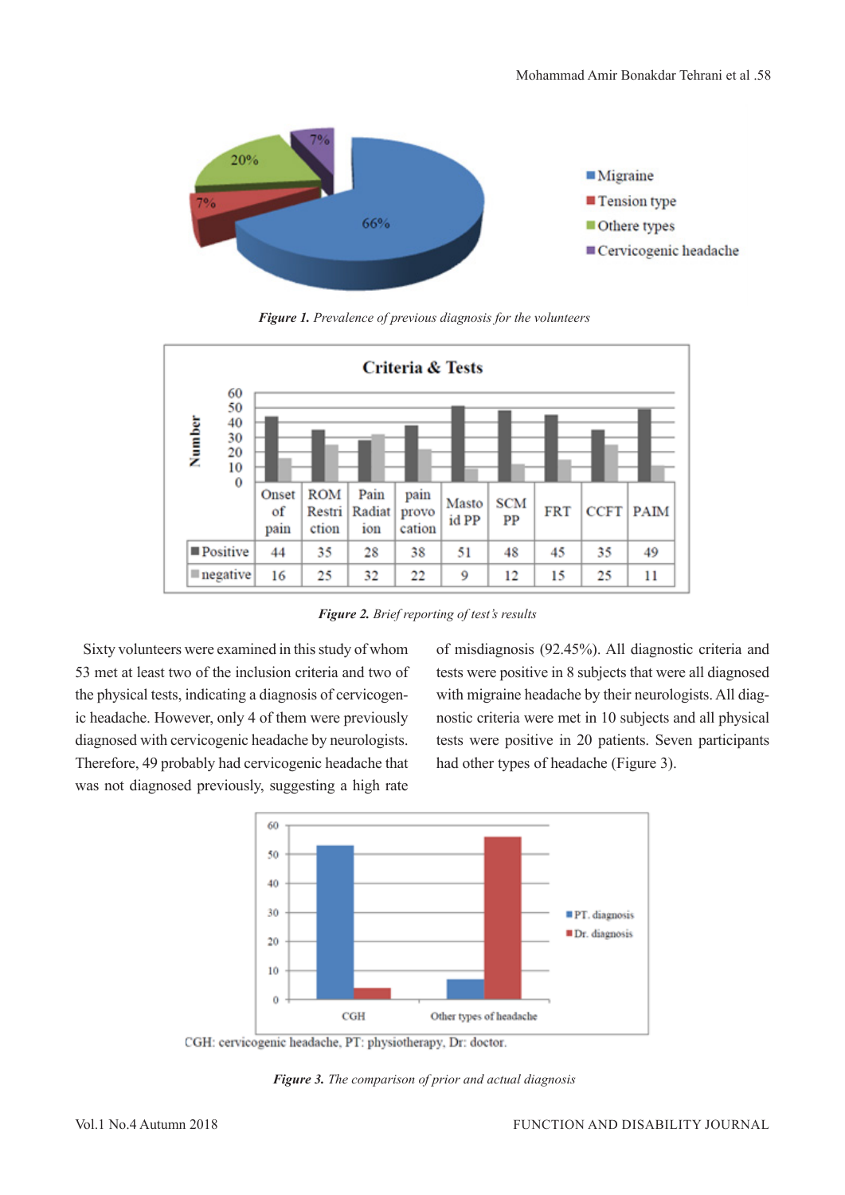*Figure 1. Prevalence of previous diagnosis for the volunteers*

| | Onset of pain | ROM Restriction | Pain Radiation | pain provocation | Mastoid PP | SCM PP | FRT | CCFT | PAIM |
|---|---|---|---|---|---|---|---|---|---|
| Positive | 44 | 35 | 28 | 38 | 51 | 48 | 45 | 35 | 49 |
| negative | 16 | 25 | 32 | 22 | 9 | 12 | 15 | 25 | 11 |

*Figure 2. Brief reporting of test's results*

Sixty volunteers were examined in this study of whom 53 met at least two of the inclusion criteria and two of the physical tests, indicating a diagnosis of cervicogenic headache. However, only 4 of them were previously diagnosed with cervicogenic headache by neurologists. Therefore, 49 probably had cervicogenic headache that was not diagnosed previously, suggesting a high rate of misdiagnosis (92.45%). All diagnostic criteria and tests were positive in 8 subjects that were all diagnosed with migraine headache by their neurologists. All diagnostic criteria were met in 10 subjects and all physical tests were positive in 20 patients. Seven participants had other types of headache (Figure 3).

CGH: cervicogenic headache, PT: physiotherapy, Dr: doctor.

*Figure 3. The comparison of prior and actual diagnosis*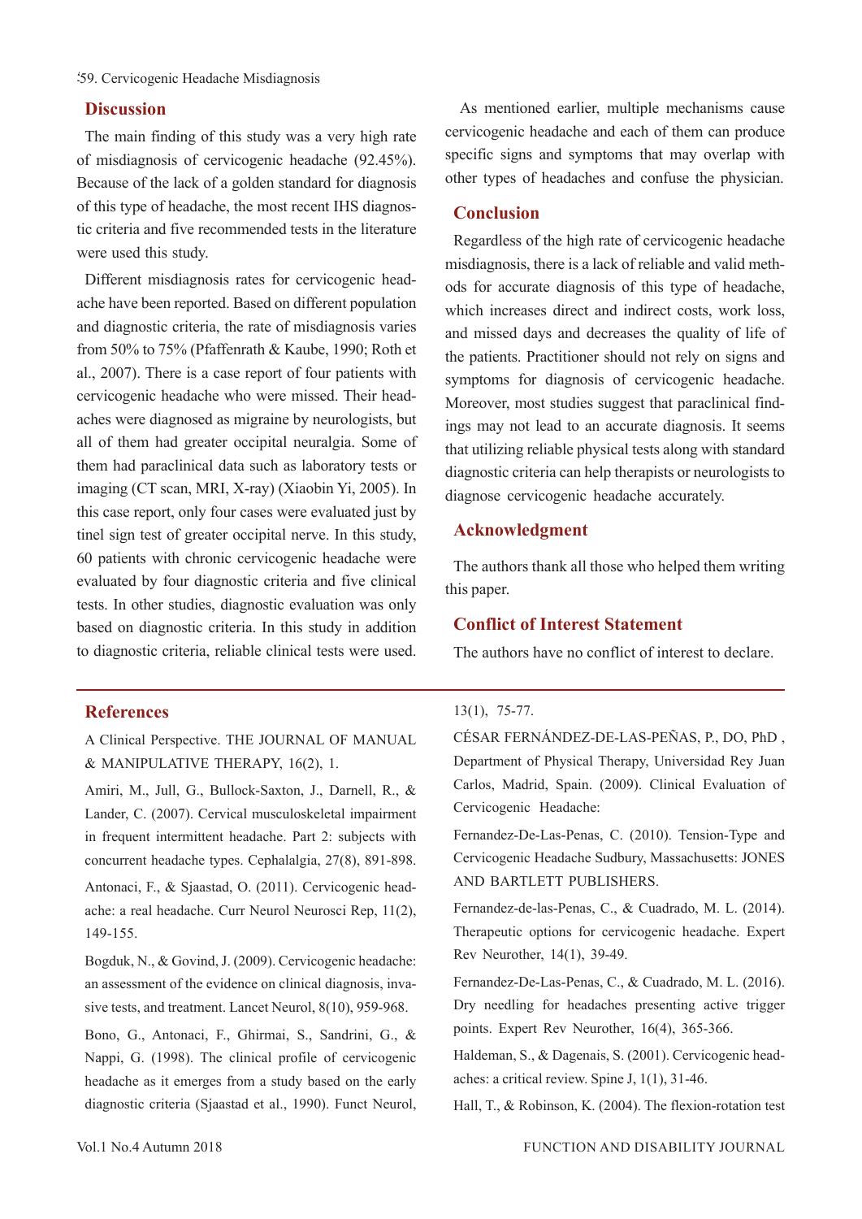## Discussion

The main finding of this study was a very high rate of misdiagnosis of cervicogenic headache (92.45%). Because of the lack of a golden standard for diagnosis of this type of headache, the most recent IHS diagnostic criteria and five recommended tests in the literature were used this study.

Different misdiagnosis rates for cervicogenic headache have been reported. Based on different population and diagnostic criteria, the rate of misdiagnosis varies from 50% to 75% (Pfaffenrath & Kaube, 1990; Roth et al., 2007). There is a case report of four patients with cervicogenic headache who were missed. Their headaches were diagnosed as migraine by neurologists, but all of them had greater occipital neuralgia. Some of them had paraclinical data such as laboratory tests or imaging (CT scan, MRI, X-ray) (Xiaobin Yi, 2005). In this case report, only four cases were evaluated just by tinel sign test of greater occipital nerve. In this study, 60 patients with chronic cervicogenic headache were evaluated by four diagnostic criteria and five clinical tests. In other studies, diagnostic evaluation was only based on diagnostic criteria. In this study in addition to diagnostic criteria, reliable clinical tests were used.

As mentioned earlier, multiple mechanisms cause cervicogenic headache and each of them can produce specific signs and symptoms that may overlap with other types of headaches and confuse the physician.

## Conclusion

Regardless of the high rate of cervicogenic headache misdiagnosis, there is a lack of reliable and valid methods for accurate diagnosis of this type of headache, which increases direct and indirect costs, work loss, and missed days and decreases the quality of life of the patients. Practitioner should not rely on signs and symptoms for diagnosis of cervicogenic headache. Moreover, most studies suggest that paraclinical findings may not lead to an accurate diagnosis. It seems that utilizing reliable physical tests along with standard diagnostic criteria can help therapists or neurologists to diagnose cervicogenic headache accurately.

## Acknowledgment

The authors thank all those who helped them writing this paper.

## Conflict of Interest Statement

The authors have no conflict of interest to declare.

## References

A Clinical Perspective. THE JOURNAL OF MANUAL & MANIPULATIVE THERAPY, 16(2), 1.

Amiri, M., Jull, G., Bullock-Saxton, J., Darnell, R., & Lander, C. (2007). Cervical musculoskeletal impairment in frequent intermittent headache. Part 2: subjects with concurrent headache types. Cephalalgia, 27(8), 891-898.

Antonaci, F., & Sjaastad, O. (2011). Cervicogenic headache: a real headache. Curr Neurol Neurosci Rep, 11(2), 149-155.

Bogduk, N., & Govind, J. (2009). Cervicogenic headache: an assessment of the evidence on clinical diagnosis, invasive tests, and treatment. Lancet Neurol, 8(10), 959-968.

Bono, G., Antonaci, F., Ghirmai, S., Sandrini, G., & Nappi, G. (1998). The clinical profile of cervicogenic headache as it emerges from a study based on the early diagnostic criteria (Sjaastad et al., 1990). Funct Neurol, 13(1), 75-77.

CÉSAR FERNÁNDEZ-DE-LAS-PEÑAS, P., DO, PhD , Department of Physical Therapy, Universidad Rey Juan Carlos, Madrid, Spain. (2009). Clinical Evaluation of Cervicogenic Headache:

Fernandez-De-Las-Penas, C. (2010). Tension-Type and Cervicogenic Headache Sudbury, Massachusetts: JONES AND BARTLETT PUBLISHERS.

Fernandez-de-las-Penas, C., & Cuadrado, M. L. (2014). Therapeutic options for cervicogenic headache. Expert Rev Neurother, 14(1), 39-49.

Fernandez-De-Las-Penas, C., & Cuadrado, M. L. (2016). Dry needling for headaches presenting active trigger points. Expert Rev Neurother, 16(4), 365-366.

Haldeman, S., & Dagenais, S. (2001). Cervicogenic headaches: a critical review. Spine J, 1(1), 31-46.

Hall, T., & Robinson, K. (2004). The flexion-rotation test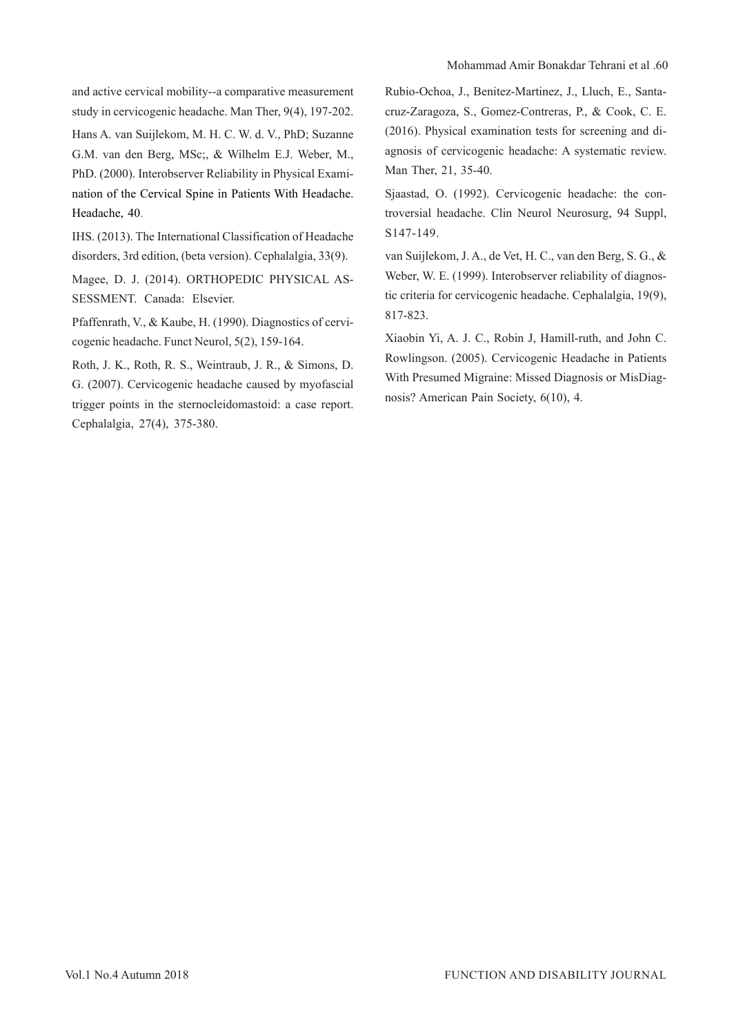and active cervical mobility--a comparative measurement study in cervicogenic headache. Man Ther, 9(4), 197-202.

Hans A. van Suijlekom, M. H. C. W. d. V., PhD; Suzanne G.M. van den Berg, MSc;, & Wilhelm E.J. Weber, M., PhD. (2000). Interobserver Reliability in Physical Examination of the Cervical Spine in Patients With Headache. Headache, 40.

IHS. (2013). The International Classification of Headache disorders, 3rd edition, (beta version). Cephalalgia, 33(9).

Magee, D. J. (2014). ORTHOPEDIC PHYSICAL ASSESSMENT. Canada: Elsevier.

Pfaffenrath, V., & Kaube, H. (1990). Diagnostics of cervicogenic headache. Funct Neurol, 5(2), 159-164.

Roth, J. K., Roth, R. S., Weintraub, J. R., & Simons, D. G. (2007). Cervicogenic headache caused by myofascial trigger points in the sternocleidomastoid: a case report. Cephalalgia, 27(4), 375-380.

Rubio-Ochoa, J., Benitez-Martinez, J., Lluch, E., Santacruz-Zaragoza, S., Gomez-Contreras, P., & Cook, C. E. (2016). Physical examination tests for screening and diagnosis of cervicogenic headache: A systematic review. Man Ther, 21, 35-40.

Sjaastad, O. (1992). Cervicogenic headache: the controversial headache. Clin Neurol Neurosurg, 94 Suppl, S147-149.

van Suijlekom, J. A., de Vet, H. C., van den Berg, S. G., & Weber, W. E. (1999). Interobserver reliability of diagnostic criteria for cervicogenic headache. Cephalalgia, 19(9), 817-823.

Xiaobin Yi, A. J. C., Robin J, Hamill-ruth, and John C. Rowlingson. (2005). Cervicogenic Headache in Patients With Presumed Migraine: Missed Diagnosis or MisDiagnosis? American Pain Society, 6(10), 4.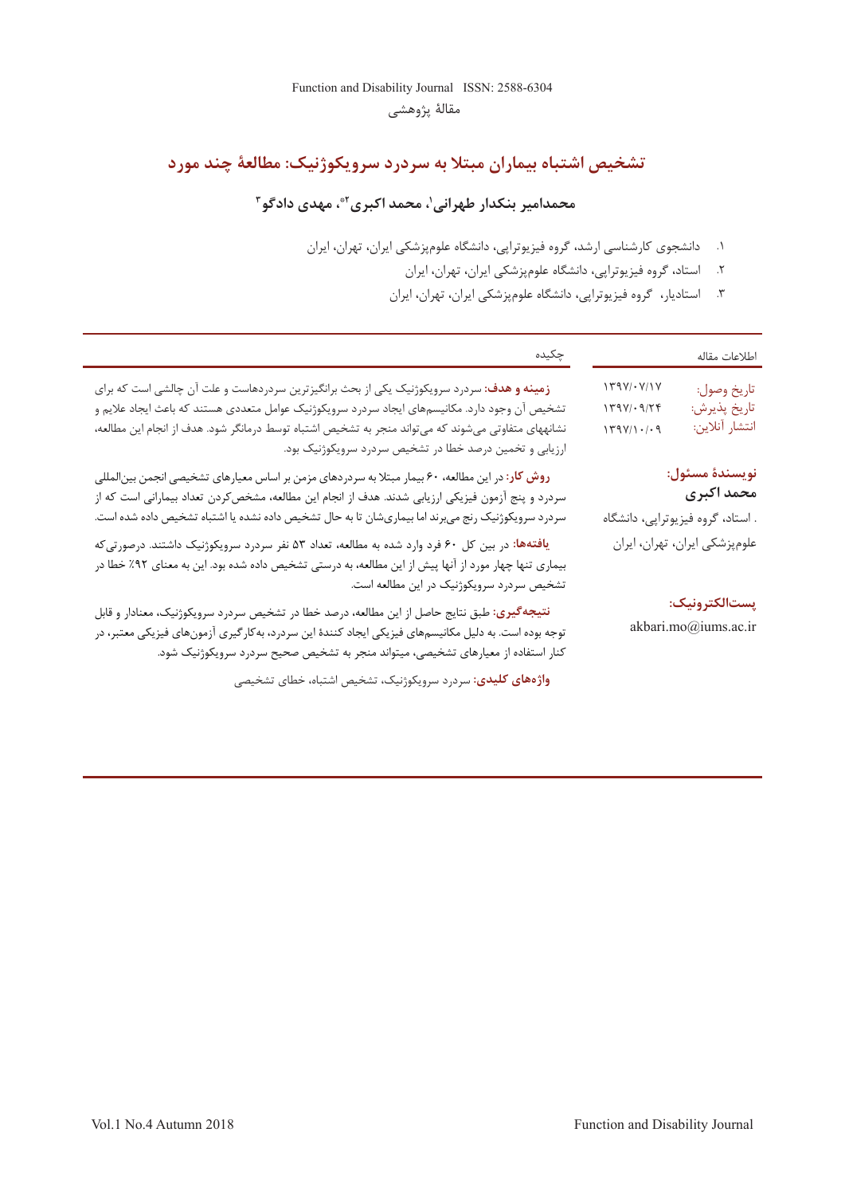Function and Disability Journal ISSN: 2588-6304

مقالهٔ پژوهشی

# تشخیص اشتباه بیماران مبتلا به سردرد سرویکوژنیک: مطالعهٔ چند مورد

**محمدامیر بنکدار طهرانی[1]، محمد اکبری[2]*، مهدی دادگو[3]**

۱. دانشجوی کارشناسی ارشد، گروه فیزیوتراپی، دانشگاه علوم‌پزشکی ایران، تهران، ایران

۲. استاد، گروه فیزیوتراپی، دانشگاه علوم‌پزشکی ایران، تهران، ایران

۳. استادیار، گروه فیزیوتراپی، دانشگاه علوم‌پزشکی ایران، تهران، ایران

---

اطلاعات مقاله

تاریخ وصول: ۱۳۹۷/۰۷/۱۷

تاریخ پذیرش: ۱۳۹۷/۰۹/۲۴

انتشار آنلاین: ۱۳۹۷/۱۰/۰۹

**نویسندهٔ مسئول:**

**محمد اکبری**

. استاد، گروه فیزیوتراپی، دانشگاه علوم‌پزشکی ایران، تهران، ایران

**پست‌الکترونیک:**

akbari.mo@iums.ac.ir

## چکیده

**زمینه و هدف:** سردرد سرویکوژنیک یکی از بحث برانگیزترین سردردهاست و علت آن چالشی است که برای تشخیص آن وجود دارد. مکانیسم‌های ایجاد سردرد سرویکوژنیک عوامل متعددی هستند که باعث ایجاد علایم و نشانهای متفاوتی می‌شوند که می‌تواند منجر به تشخیص اشتباه توسط درمانگر شود. هدف از انجام این مطالعه، ارزیابی و تخمین درصد خطا در تشخیص سردرد سرویکوژنیک بود.

**روش کار:** در این مطالعه، ۶۰ بیمار مبتلا به سردردهای مزمن بر اساس معیارهای تشخیصی انجمن بین‌المللی سردرد و پنج آزمون فیزیکی ارزیابی شدند. هدف از انجام این مطالعه، مشخص‌کردن تعداد بیمارانی است که از سردرد سرویکوژنیک رنج می‌برند اما بیماری‌شان تا به حال تشخیص داده نشده یا اشتباه تشخیص داده شده است.

**یافته‌ها:** در بین کل ۶۰ فرد وارد شده به مطالعه، تعداد ۵۳ نفر سردرد سرویکوژنیک داشتند. درصورتی‌که بیماری تنها چهار مورد از آنها پیش از این مطالعه، به درستی تشخیص داده شده بود. این به معنای ۹۲٪ خطا در تشخیص سردرد سرویکوژنیک در این مطالعه است.

**نتیجه‌گیری:** طبق نتایج حاصل از این مطالعه، درصد خطا در تشخیص سردرد سرویکوژنیک، معنادار و قابل توجه بوده است. به دلیل مکانیسم‌های فیزیکی ایجاد کنندهٔ این سردرد، به‌کارگیری آزمون‌های فیزیکی معتبر، در کنار استفاده از معیارهای تشخیصی، میتواند منجر به تشخیص صحیح سردرد سرویکوژنیک شود.

**واژه‌های کلیدی:** سردرد سرویکوژنیک، تشخیص اشتباه، خطای تشخیصی